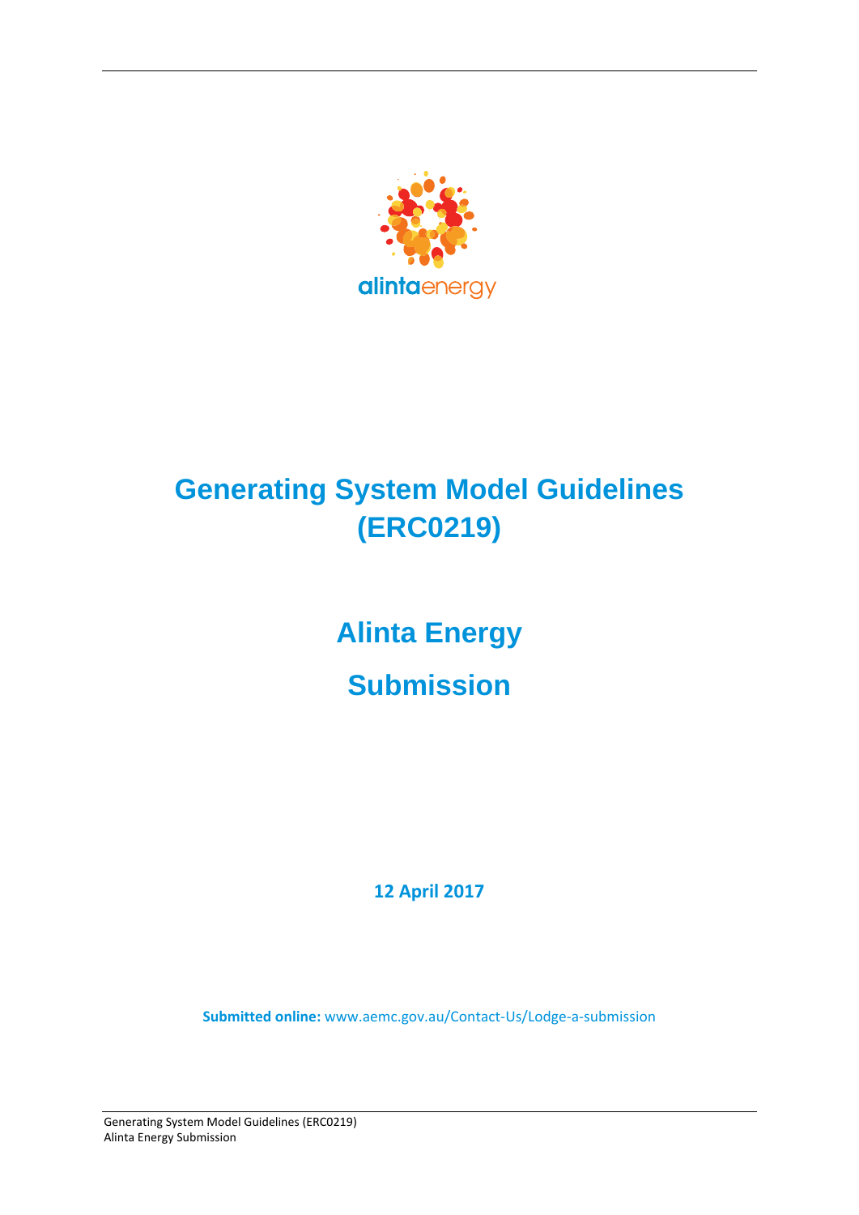alintaenergy

# Generating System Model Guidelines (ERC0219)

## Alinta Energy

## Submission

**12 April 2017**

**Submitted online:** www.aemc.gov.au/Contact-Us/Lodge-a-submission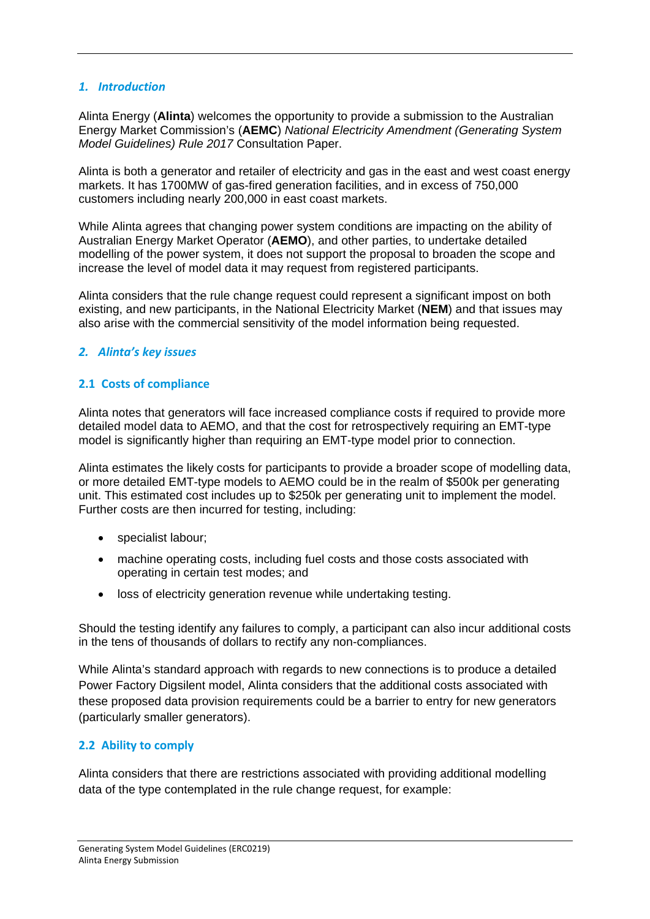## *1. Introduction*

Alinta Energy (**Alinta**) welcomes the opportunity to provide a submission to the Australian Energy Market Commission's (**AEMC**) *National Electricity Amendment (Generating System Model Guidelines) Rule 2017* Consultation Paper.

Alinta is both a generator and retailer of electricity and gas in the east and west coast energy markets. It has 1700MW of gas-fired generation facilities, and in excess of 750,000 customers including nearly 200,000 in east coast markets.

While Alinta agrees that changing power system conditions are impacting on the ability of Australian Energy Market Operator (**AEMO**), and other parties, to undertake detailed modelling of the power system, it does not support the proposal to broaden the scope and increase the level of model data it may request from registered participants.

Alinta considers that the rule change request could represent a significant impost on both existing, and new participants, in the National Electricity Market (**NEM**) and that issues may also arise with the commercial sensitivity of the model information being requested.

## *2. Alinta's key issues*

### 2.1 Costs of compliance

Alinta notes that generators will face increased compliance costs if required to provide more detailed model data to AEMO, and that the cost for retrospectively requiring an EMT-type model is significantly higher than requiring an EMT-type model prior to connection.

Alinta estimates the likely costs for participants to provide a broader scope of modelling data, or more detailed EMT-type models to AEMO could be in the realm of $500k per generating unit. This estimated cost includes up to $250k per generating unit to implement the model. Further costs are then incurred for testing, including:

- specialist labour;
- machine operating costs, including fuel costs and those costs associated with operating in certain test modes; and
- loss of electricity generation revenue while undertaking testing.

Should the testing identify any failures to comply, a participant can also incur additional costs in the tens of thousands of dollars to rectify any non-compliances.

While Alinta's standard approach with regards to new connections is to produce a detailed Power Factory Digsilent model, Alinta considers that the additional costs associated with these proposed data provision requirements could be a barrier to entry for new generators (particularly smaller generators).

### 2.2 Ability to comply

Alinta considers that there are restrictions associated with providing additional modelling data of the type contemplated in the rule change request, for example: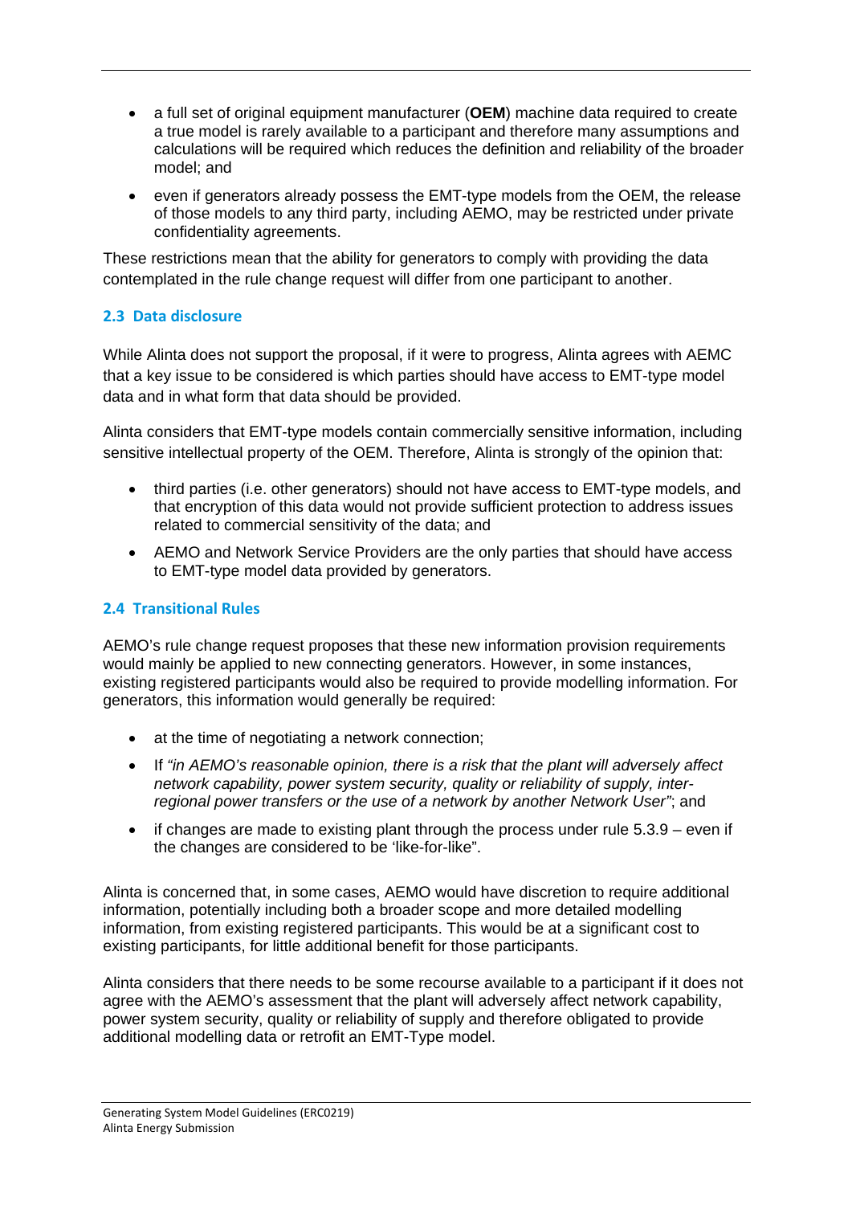- a full set of original equipment manufacturer (**OEM**) machine data required to create a true model is rarely available to a participant and therefore many assumptions and calculations will be required which reduces the definition and reliability of the broader model; and
- even if generators already possess the EMT-type models from the OEM, the release of those models to any third party, including AEMO, may be restricted under private confidentiality agreements.

These restrictions mean that the ability for generators to comply with providing the data contemplated in the rule change request will differ from one participant to another.

## 2.3 Data disclosure

While Alinta does not support the proposal, if it were to progress, Alinta agrees with AEMC that a key issue to be considered is which parties should have access to EMT-type model data and in what form that data should be provided.

Alinta considers that EMT-type models contain commercially sensitive information, including sensitive intellectual property of the OEM. Therefore, Alinta is strongly of the opinion that:

- third parties (i.e. other generators) should not have access to EMT-type models, and that encryption of this data would not provide sufficient protection to address issues related to commercial sensitivity of the data; and
- AEMO and Network Service Providers are the only parties that should have access to EMT-type model data provided by generators.

## 2.4 Transitional Rules

AEMO's rule change request proposes that these new information provision requirements would mainly be applied to new connecting generators. However, in some instances, existing registered participants would also be required to provide modelling information. For generators, this information would generally be required:

- at the time of negotiating a network connection;
- If *"in AEMO's reasonable opinion, there is a risk that the plant will adversely affect network capability, power system security, quality or reliability of supply, inter-regional power transfers or the use of a network by another Network User"*; and
- if changes are made to existing plant through the process under rule 5.3.9 – even if the changes are considered to be 'like-for-like".

Alinta is concerned that, in some cases, AEMO would have discretion to require additional information, potentially including both a broader scope and more detailed modelling information, from existing registered participants. This would be at a significant cost to existing participants, for little additional benefit for those participants.

Alinta considers that there needs to be some recourse available to a participant if it does not agree with the AEMO's assessment that the plant will adversely affect network capability, power system security, quality or reliability of supply and therefore obligated to provide additional modelling data or retrofit an EMT-Type model.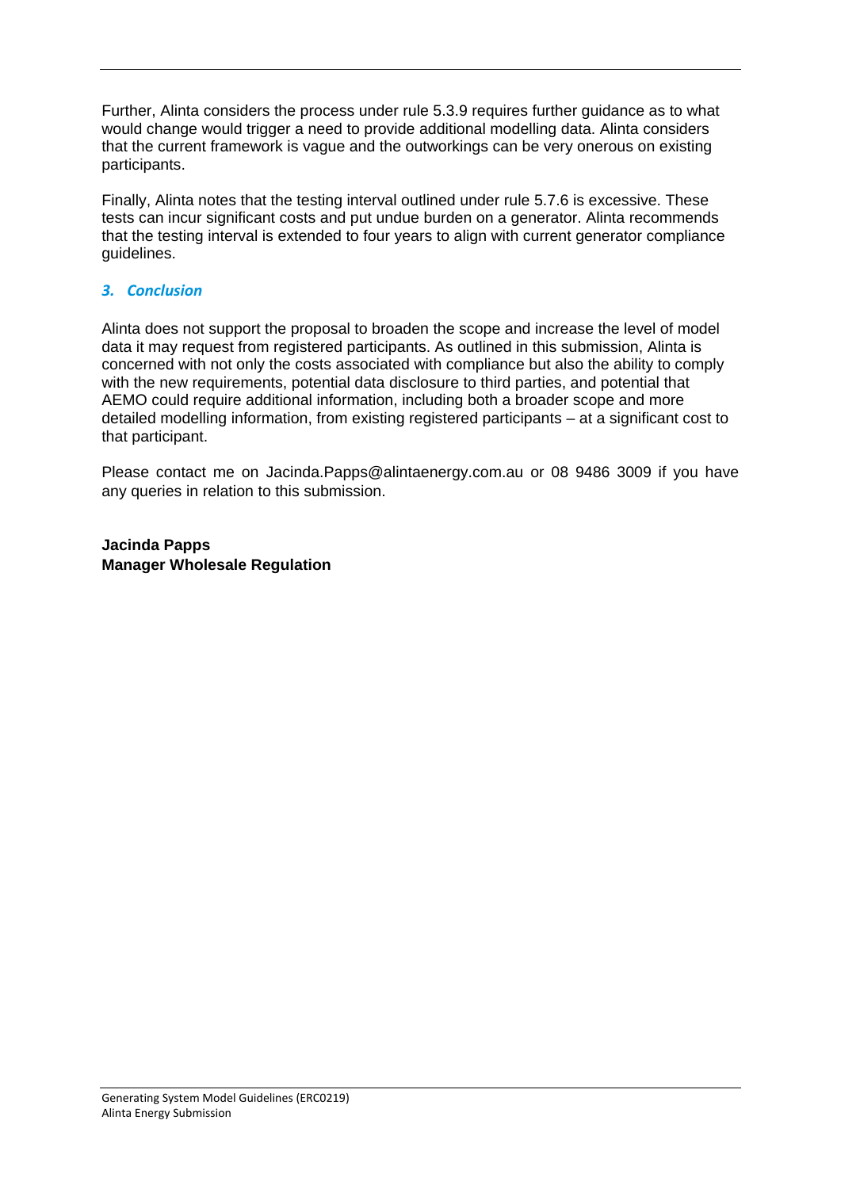Further, Alinta considers the process under rule 5.3.9 requires further guidance as to what would change would trigger a need to provide additional modelling data. Alinta considers that the current framework is vague and the outworkings can be very onerous on existing participants.

Finally, Alinta notes that the testing interval outlined under rule 5.7.6 is excessive. These tests can incur significant costs and put undue burden on a generator. Alinta recommends that the testing interval is extended to four years to align with current generator compliance guidelines.

### *3. Conclusion*

Alinta does not support the proposal to broaden the scope and increase the level of model data it may request from registered participants. As outlined in this submission, Alinta is concerned with not only the costs associated with compliance but also the ability to comply with the new requirements, potential data disclosure to third parties, and potential that AEMO could require additional information, including both a broader scope and more detailed modelling information, from existing registered participants – at a significant cost to that participant.

Please contact me on Jacinda.Papps@alintaenergy.com.au or 08 9486 3009 if you have any queries in relation to this submission.

**Jacinda Papps**
**Manager Wholesale Regulation**